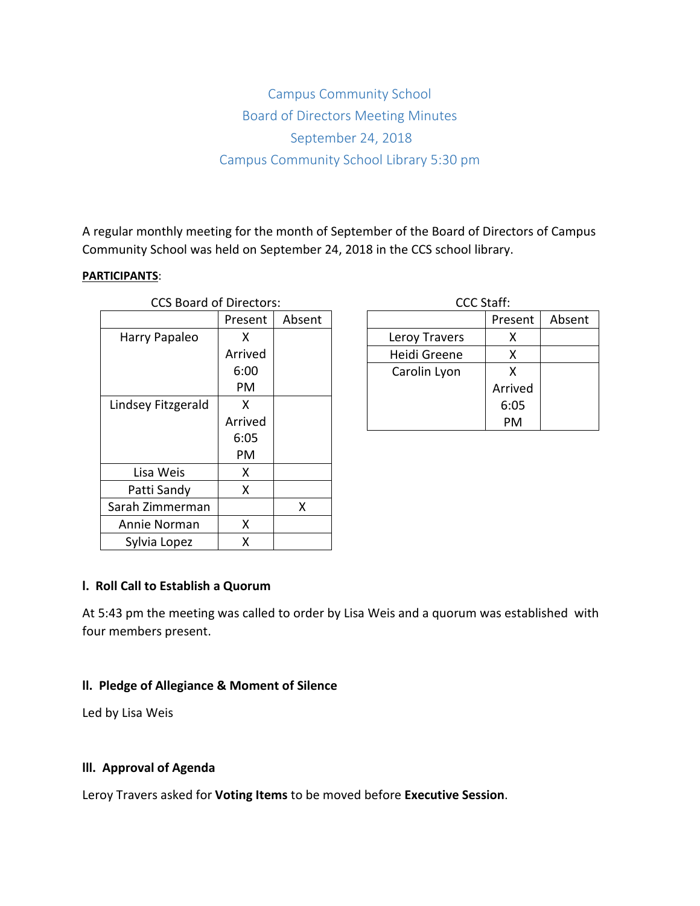# Campus Community School

## Board of Directors Meeting Minutes

## September 24, 2018

## Campus Community School Library 5:30 pm

A regular monthly meeting for the month of September of the Board of Directors of Campus Community School was held on September 24, 2018 in the CCS school library.

**PARTICIPANTS**:

CCS Board of Directors:

| | Present | Absent |
|---|---|---|
| Harry Papaleo | X Arrived 6:00 PM | |
| Lindsey Fitzgerald | X Arrived 6:05 PM | |
| Lisa Weis | X | |
| Patti Sandy | X | |
| Sarah Zimmerman | | X |
| Annie Norman | X | |
| Sylvia Lopez | X | |

CCC Staff:

| | Present | Absent |
|---|---|---|
| Leroy Travers | X | |
| Heidi Greene | X | |
| Carolin Lyon | X Arrived 6:05 PM | |

### I. Roll Call to Establish a Quorum

At 5:43 pm the meeting was called to order by Lisa Weis and a quorum was established with four members present.

### II. Pledge of Allegiance & Moment of Silence

Led by Lisa Weis

### III. Approval of Agenda

Leroy Travers asked for **Voting Items** to be moved before **Executive Session**.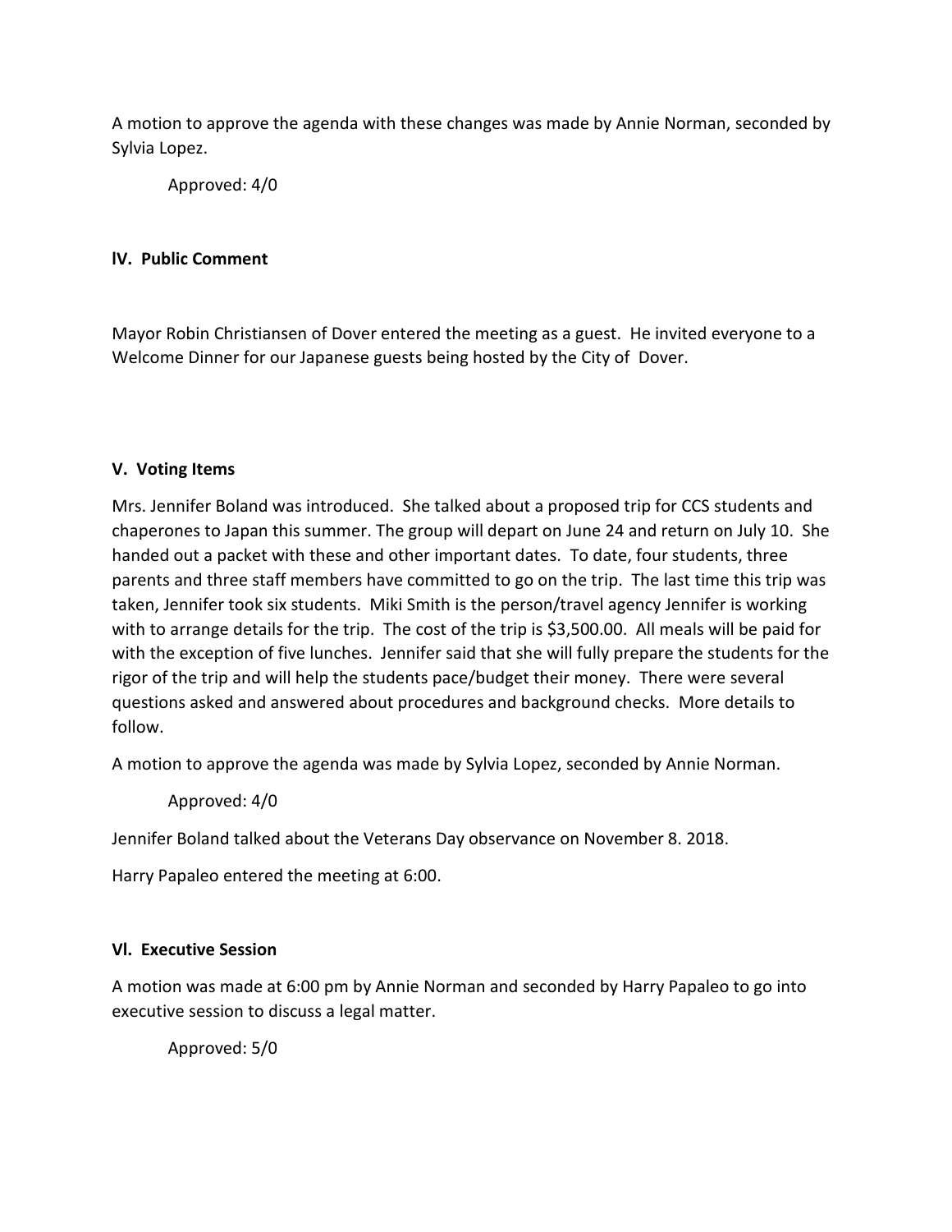A motion to approve the agenda with these changes was made by Annie Norman, seconded by Sylvia Lopez.

Approved: 4/0

### lV. Public Comment

Mayor Robin Christiansen of Dover entered the meeting as a guest. He invited everyone to a Welcome Dinner for our Japanese guests being hosted by the City of Dover.

### V. Voting Items

Mrs. Jennifer Boland was introduced. She talked about a proposed trip for CCS students and chaperones to Japan this summer. The group will depart on June 24 and return on July 10. She handed out a packet with these and other important dates. To date, four students, three parents and three staff members have committed to go on the trip. The last time this trip was taken, Jennifer took six students. Miki Smith is the person/travel agency Jennifer is working with to arrange details for the trip. The cost of the trip is $3,500.00. All meals will be paid for with the exception of five lunches. Jennifer said that she will fully prepare the students for the rigor of the trip and will help the students pace/budget their money. There were several questions asked and answered about procedures and background checks. More details to follow.

A motion to approve the agenda was made by Sylvia Lopez, seconded by Annie Norman.

Approved: 4/0

Jennifer Boland talked about the Veterans Day observance on November 8. 2018.

Harry Papaleo entered the meeting at 6:00.

### Vl. Executive Session

A motion was made at 6:00 pm by Annie Norman and seconded by Harry Papaleo to go into executive session to discuss a legal matter.

Approved: 5/0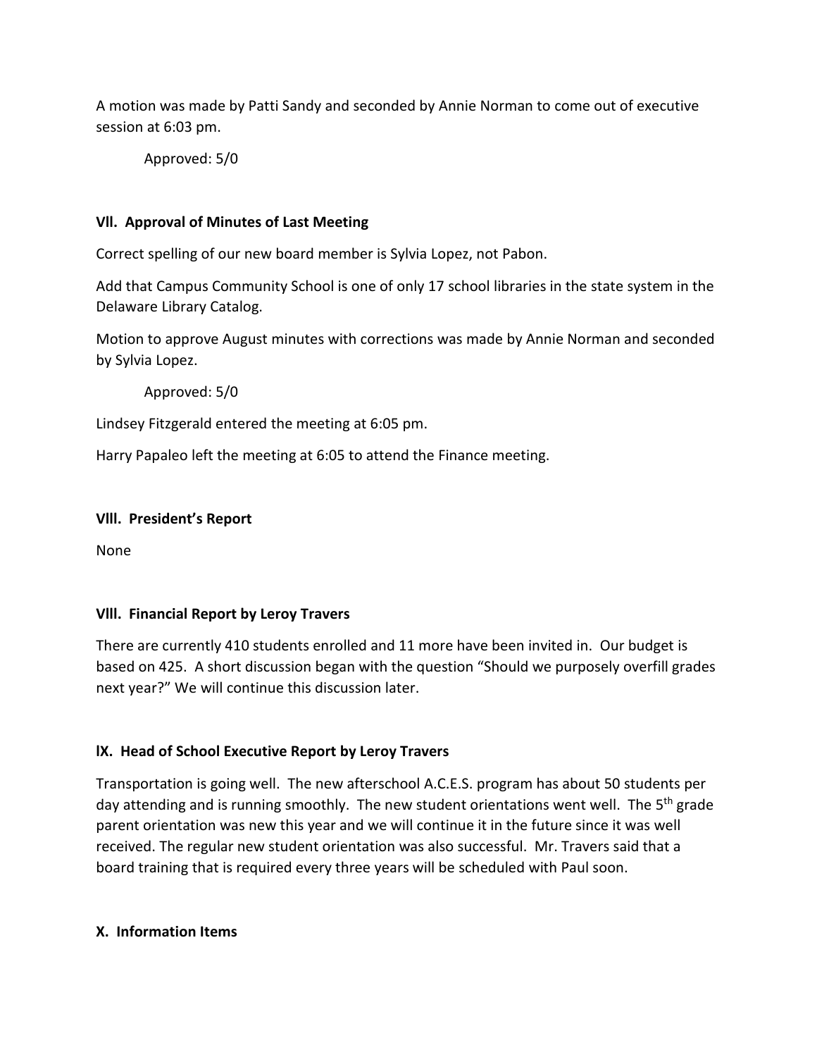A motion was made by Patti Sandy and seconded by Annie Norman to come out of executive session at 6:03 pm.

Approved: 5/0

### VII. Approval of Minutes of Last Meeting

Correct spelling of our new board member is Sylvia Lopez, not Pabon.

Add that Campus Community School is one of only 17 school libraries in the state system in the Delaware Library Catalog.

Motion to approve August minutes with corrections was made by Annie Norman and seconded by Sylvia Lopez.

Approved: 5/0

Lindsey Fitzgerald entered the meeting at 6:05 pm.

Harry Papaleo left the meeting at 6:05 to attend the Finance meeting.

### VIII. President's Report

None

### VIII. Financial Report by Leroy Travers

There are currently 410 students enrolled and 11 more have been invited in. Our budget is based on 425. A short discussion began with the question "Should we purposely overfill grades next year?" We will continue this discussion later.

### IX. Head of School Executive Report by Leroy Travers

Transportation is going well. The new afterschool A.C.E.S. program has about 50 students per day attending and is running smoothly. The new student orientations went well. The 5th grade parent orientation was new this year and we will continue it in the future since it was well received. The regular new student orientation was also successful. Mr. Travers said that a board training that is required every three years will be scheduled with Paul soon.

### X. Information Items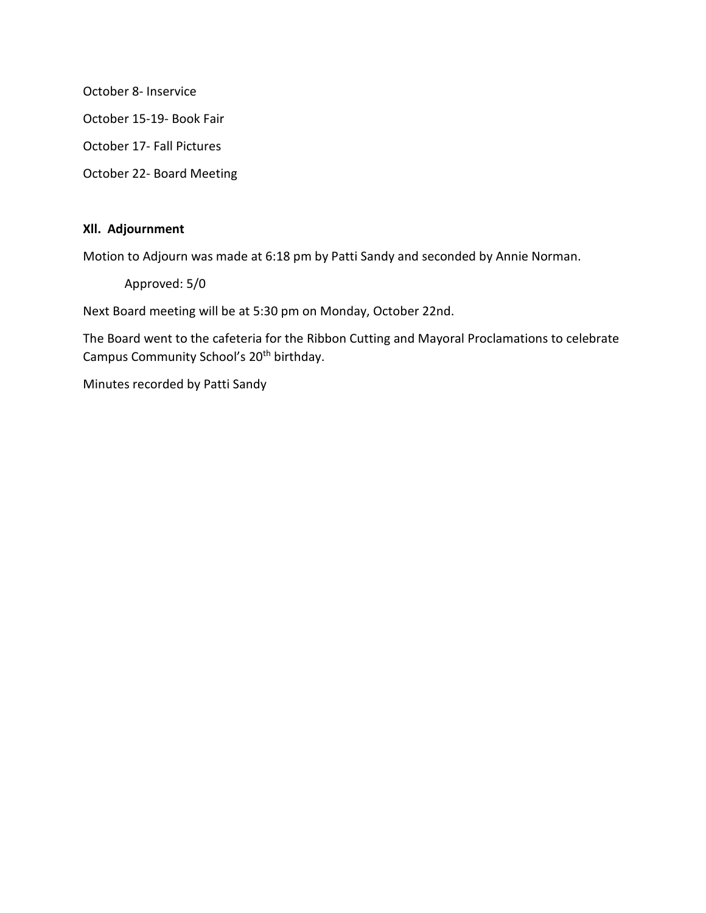October 8- Inservice

October 15-19- Book Fair

October 17- Fall Pictures

October 22- Board Meeting

**Xll. Adjournment**

Motion to Adjourn was made at 6:18 pm by Patti Sandy and seconded by Annie Norman.

Approved: 5/0

Next Board meeting will be at 5:30 pm on Monday, October 22nd.

The Board went to the cafeteria for the Ribbon Cutting and Mayoral Proclamations to celebrate Campus Community School's 20th birthday.

Minutes recorded by Patti Sandy